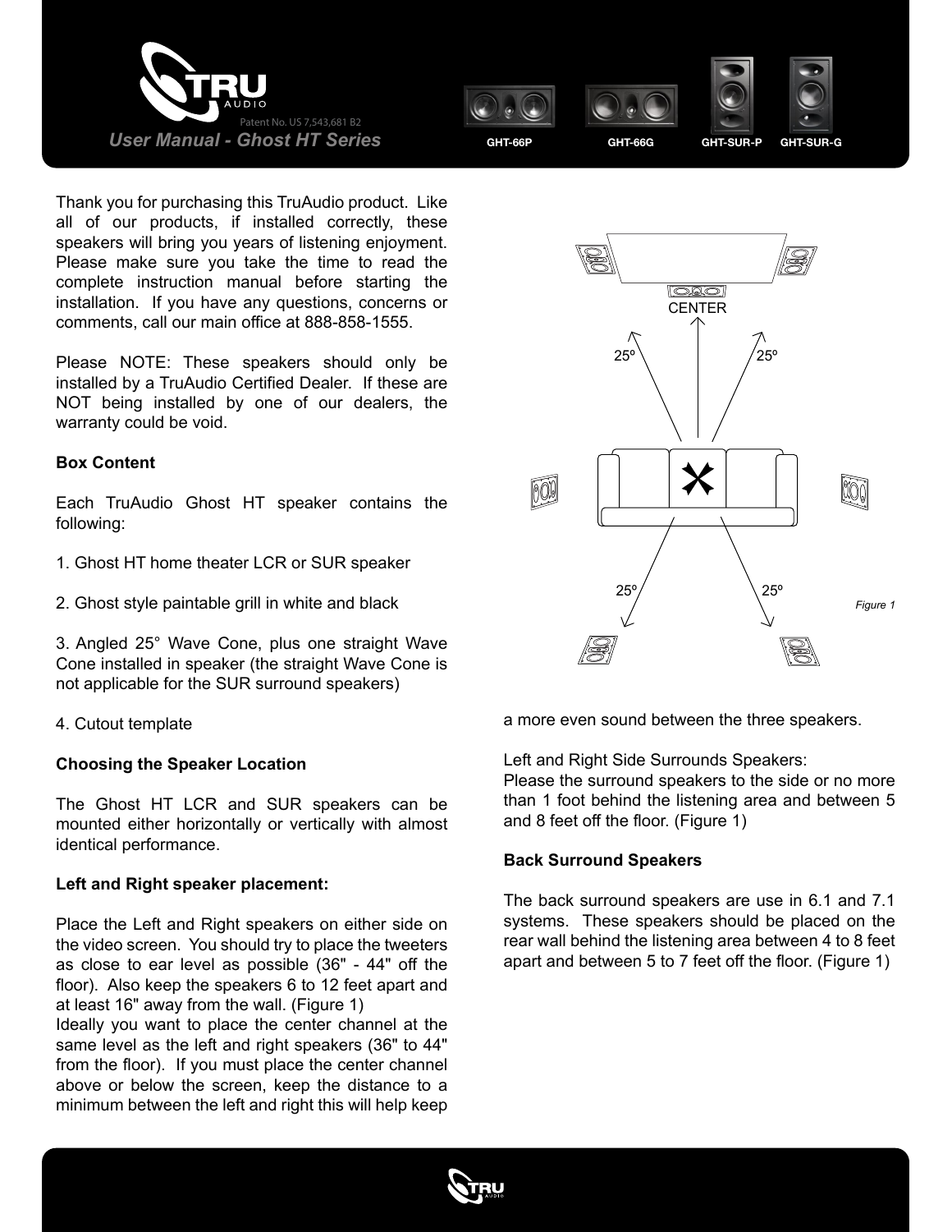# User Manual - Ghost HT Series

Patent No. US 7,543,681 B2

GHT-66P GHT-66G GHT-SUR-P GHT-SUR-G

Thank you for purchasing this TruAudio product. Like all of our products, if installed correctly, these speakers will bring you years of listening enjoyment. Please make sure you take the time to read the complete instruction manual before starting the installation. If you have any questions, concerns or comments, call our main office at 888-858-1555.

Please NOTE: These speakers should only be installed by a TruAudio Certified Dealer. If these are NOT being installed by one of our dealers, the warranty could be void.

**Box Content**

Each TruAudio Ghost HT speaker contains the following:

1. Ghost HT home theater LCR or SUR speaker

2. Ghost style paintable grill in white and black

3. Angled 25° Wave Cone, plus one straight Wave Cone installed in speaker (the straight Wave Cone is not applicable for the SUR surround speakers)

4. Cutout template

**Choosing the Speaker Location**

The Ghost HT LCR and SUR speakers can be mounted either horizontally or vertically with almost identical performance.

**Left and Right speaker placement:**

Place the Left and Right speakers on either side on the video screen. You should try to place the tweeters as close to ear level as possible (36" - 44" off the floor). Also keep the speakers 6 to 12 feet apart and at least 16" away from the wall. (Figure 1)
Ideally you want to place the center channel at the same level as the left and right speakers (36" to 44" from the floor). If you must place the center channel above or below the screen, keep the distance to a minimum between the left and right this will help keep a more even sound between the three speakers.

CENTER

25º 25º

25º 25º

*Figure 1*

Left and Right Side Surrounds Speakers:
Please the surround speakers to the side or no more than 1 foot behind the listening area and between 5 and 8 feet off the floor. (Figure 1)

**Back Surround Speakers**

The back surround speakers are use in 6.1 and 7.1 systems. These speakers should be placed on the rear wall behind the listening area between 4 to 8 feet apart and between 5 to 7 feet off the floor. (Figure 1)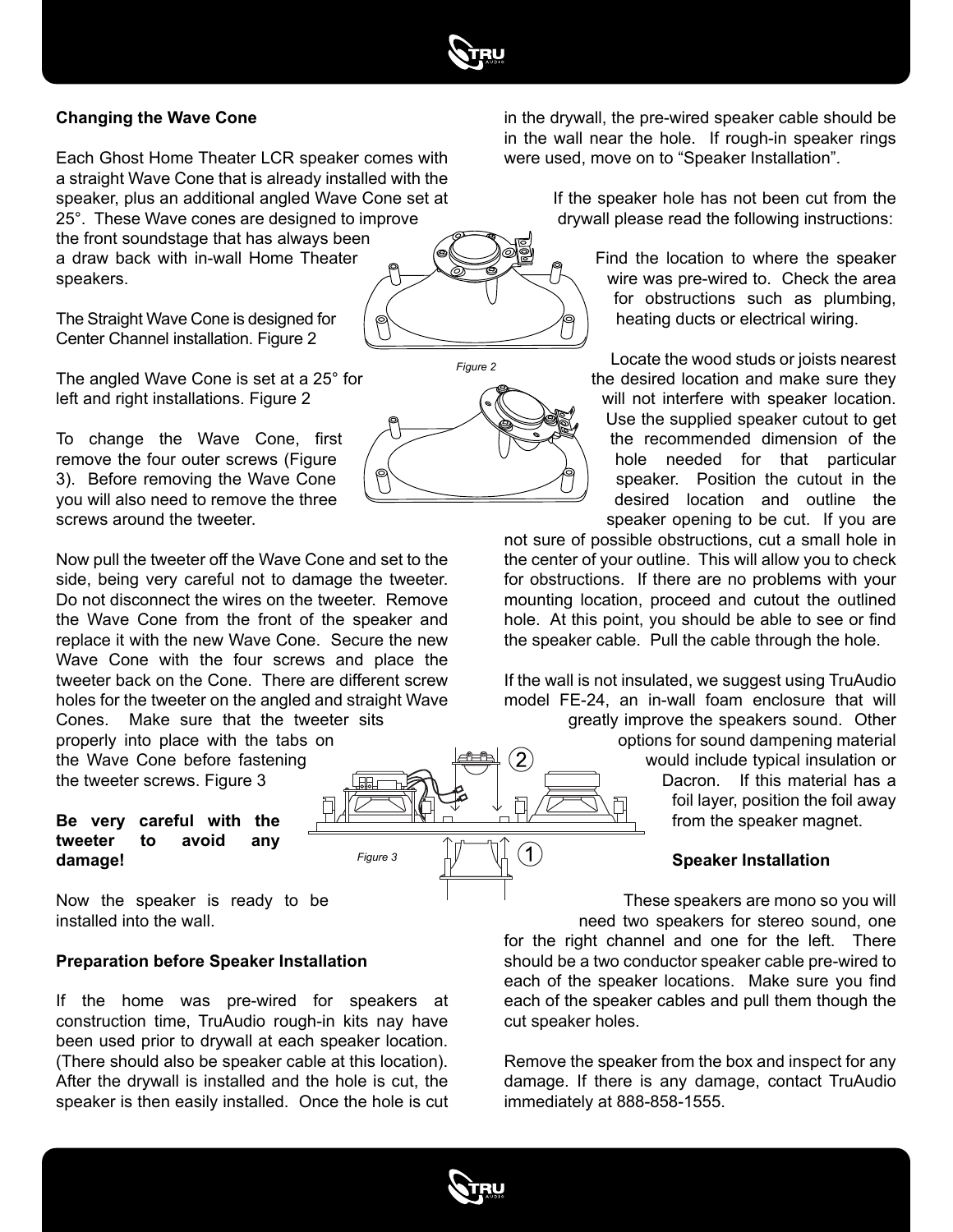**Changing the Wave Cone**

Each Ghost Home Theater LCR speaker comes with a straight Wave Cone that is already installed with the speaker, plus an additional angled Wave Cone set at 25°. These Wave cones are designed to improve the front soundstage that has always been a draw back with in-wall Home Theater speakers.

The Straight Wave Cone is designed for Center Channel installation. Figure 2

The angled Wave Cone is set at a 25° for left and right installations. Figure 2

*Figure 2*

To change the Wave Cone, first remove the four outer screws (Figure 3). Before removing the Wave Cone you will also need to remove the three screws around the tweeter.

Now pull the tweeter off the Wave Cone and set to the side, being very careful not to damage the tweeter. Do not disconnect the wires on the tweeter. Remove the Wave Cone from the front of the speaker and replace it with the new Wave Cone. Secure the new Wave Cone with the four screws and place the tweeter back on the Cone. There are different screw holes for the tweeter on the angled and straight Wave Cones. Make sure that the tweeter sits properly into place with the tabs on the Wave Cone before fastening the tweeter screws. Figure 3

**Be very careful with the tweeter to avoid any damage!**

*Figure 3*

Now the speaker is ready to be installed into the wall.

**Preparation before Speaker Installation**

If the home was pre-wired for speakers at construction time, TruAudio rough-in kits nay have been used prior to drywall at each speaker location. (There should also be speaker cable at this location). After the drywall is installed and the hole is cut, the speaker is then easily installed. Once the hole is cut in the drywall, the pre-wired speaker cable should be in the wall near the hole. If rough-in speaker rings were used, move on to "Speaker Installation".

If the speaker hole has not been cut from the drywall please read the following instructions:

Find the location to where the speaker wire was pre-wired to. Check the area for obstructions such as plumbing, heating ducts or electrical wiring.

Locate the wood studs or joists nearest the desired location and make sure they will not interfere with speaker location. Use the supplied speaker cutout to get the recommended dimension of the hole needed for that particular speaker. Position the cutout in the desired location and outline the speaker opening to be cut. If you are not sure of possible obstructions, cut a small hole in the center of your outline. This will allow you to check for obstructions. If there are no problems with your mounting location, proceed and cutout the outlined hole. At this point, you should be able to see or find the speaker cable. Pull the cable through the hole.

If the wall is not insulated, we suggest using TruAudio model FE-24, an in-wall foam enclosure that will greatly improve the speakers sound. Other options for sound dampening material would include typical insulation or Dacron. If this material has a foil layer, position the foil away from the speaker magnet.

**Speaker Installation**

These speakers are mono so you will need two speakers for stereo sound, one for the right channel and one for the left. There should be a two conductor speaker cable pre-wired to each of the speaker locations. Make sure you find each of the speaker cables and pull them though the cut speaker holes.

Remove the speaker from the box and inspect for any damage. If there is any damage, contact TruAudio immediately at 888-858-1555.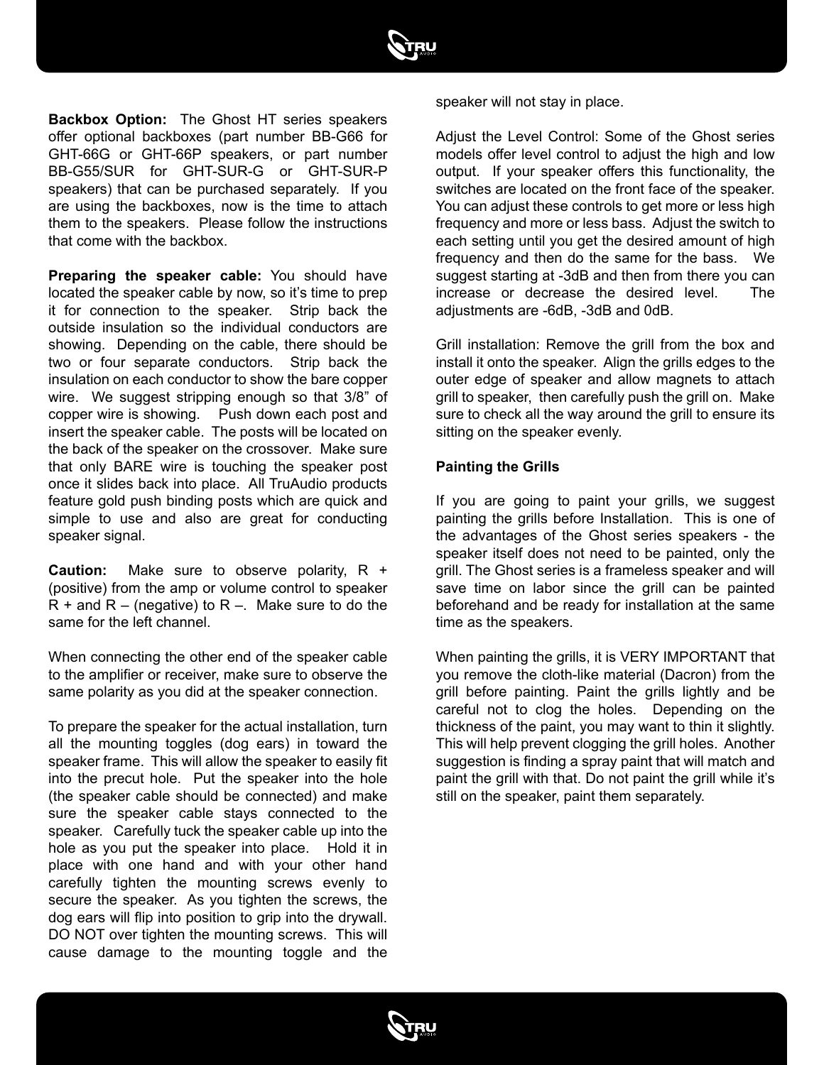**Backbox Option:** The Ghost HT series speakers offer optional backboxes (part number BB-G66 for GHT-66G or GHT-66P speakers, or part number BB-G55/SUR for GHT-SUR-G or GHT-SUR-P speakers) that can be purchased separately. If you are using the backboxes, now is the time to attach them to the speakers. Please follow the instructions that come with the backbox.

**Preparing the speaker cable:** You should have located the speaker cable by now, so it's time to prep it for connection to the speaker. Strip back the outside insulation so the individual conductors are showing. Depending on the cable, there should be two or four separate conductors. Strip back the insulation on each conductor to show the bare copper wire. We suggest stripping enough so that 3/8" of copper wire is showing. Push down each post and insert the speaker cable. The posts will be located on the back of the speaker on the crossover. Make sure that only BARE wire is touching the speaker post once it slides back into place. All TruAudio products feature gold push binding posts which are quick and simple to use and also are great for conducting speaker signal.

**Caution:** Make sure to observe polarity, R + (positive) from the amp or volume control to speaker R + and R – (negative) to R –. Make sure to do the same for the left channel.

When connecting the other end of the speaker cable to the amplifier or receiver, make sure to observe the same polarity as you did at the speaker connection.

To prepare the speaker for the actual installation, turn all the mounting toggles (dog ears) in toward the speaker frame. This will allow the speaker to easily fit into the precut hole. Put the speaker into the hole (the speaker cable should be connected) and make sure the speaker cable stays connected to the speaker. Carefully tuck the speaker cable up into the hole as you put the speaker into place. Hold it in place with one hand and with your other hand carefully tighten the mounting screws evenly to secure the speaker. As you tighten the screws, the dog ears will flip into position to grip into the drywall. DO NOT over tighten the mounting screws. This will cause damage to the mounting toggle and the speaker will not stay in place.

Adjust the Level Control: Some of the Ghost series models offer level control to adjust the high and low output. If your speaker offers this functionality, the switches are located on the front face of the speaker. You can adjust these controls to get more or less high frequency and more or less bass. Adjust the switch to each setting until you get the desired amount of high frequency and then do the same for the bass. We suggest starting at -3dB and then from there you can increase or decrease the desired level. The adjustments are -6dB, -3dB and 0dB.

Grill installation: Remove the grill from the box and install it onto the speaker. Align the grills edges to the outer edge of speaker and allow magnets to attach grill to speaker, then carefully push the grill on. Make sure to check all the way around the grill to ensure its sitting on the speaker evenly.

**Painting the Grills**

If you are going to paint your grills, we suggest painting the grills before Installation. This is one of the advantages of the Ghost series speakers - the speaker itself does not need to be painted, only the grill. The Ghost series is a frameless speaker and will save time on labor since the grill can be painted beforehand and be ready for installation at the same time as the speakers.

When painting the grills, it is VERY IMPORTANT that you remove the cloth-like material (Dacron) from the grill before painting. Paint the grills lightly and be careful not to clog the holes. Depending on the thickness of the paint, you may want to thin it slightly. This will help prevent clogging the grill holes. Another suggestion is finding a spray paint that will match and paint the grill with that. Do not paint the grill while it's still on the speaker, paint them separately.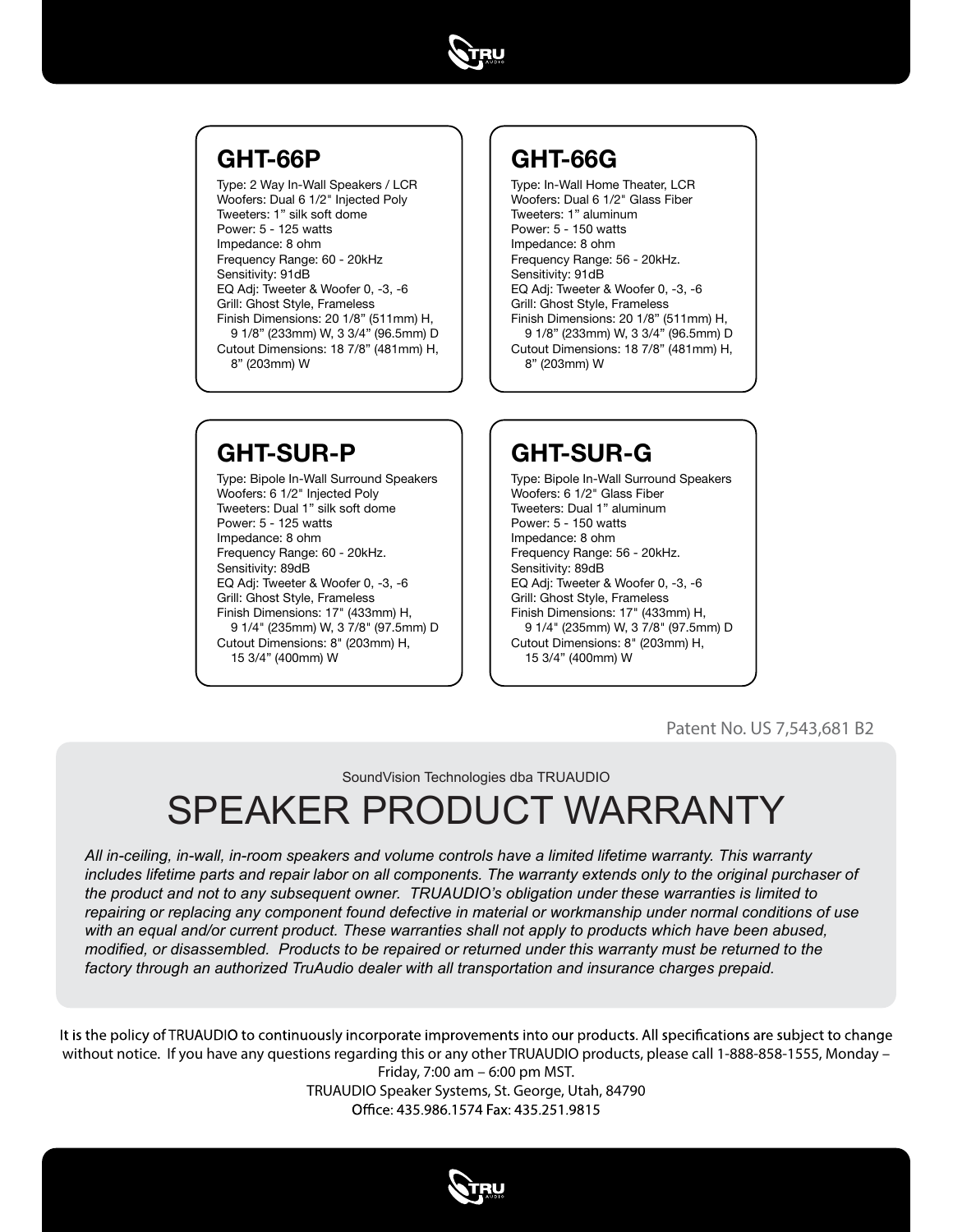## GHT-66P

Type: 2 Way In-Wall Speakers / LCR
Woofers: Dual 6 1/2" Injected Poly
Tweeters: 1" silk soft dome
Power: 5 - 125 watts
Impedance: 8 ohm
Frequency Range: 60 - 20kHz
Sensitivity: 91dB
EQ Adj: Tweeter & Woofer 0, -3, -6
Grill: Ghost Style, Frameless
Finish Dimensions: 20 1/8" (511mm) H, 9 1/8" (233mm) W, 3 3/4" (96.5mm) D
Cutout Dimensions: 18 7/8" (481mm) H, 8" (203mm) W

## GHT-66G

Type: In-Wall Home Theater, LCR
Woofers: Dual 6 1/2" Glass Fiber
Tweeters: 1" aluminum
Power: 5 - 150 watts
Impedance: 8 ohm
Frequency Range: 56 - 20kHz.
Sensitivity: 91dB
EQ Adj: Tweeter & Woofer 0, -3, -6
Grill: Ghost Style, Frameless
Finish Dimensions: 20 1/8" (511mm) H, 9 1/8" (233mm) W, 3 3/4" (96.5mm) D
Cutout Dimensions: 18 7/8" (481mm) H, 8" (203mm) W

## GHT-SUR-P

Type: Bipole In-Wall Surround Speakers
Woofers: 6 1/2" Injected Poly
Tweeters: Dual 1" silk soft dome
Power: 5 - 125 watts
Impedance: 8 ohm
Frequency Range: 60 - 20kHz.
Sensitivity: 89dB
EQ Adj: Tweeter & Woofer 0, -3, -6
Grill: Ghost Style, Frameless
Finish Dimensions: 17" (433mm) H, 9 1/4" (235mm) W, 3 7/8" (97.5mm) D
Cutout Dimensions: 8" (203mm) H, 15 3/4" (400mm) W

## GHT-SUR-G

Type: Bipole In-Wall Surround Speakers
Woofers: 6 1/2" Glass Fiber
Tweeters: Dual 1" aluminum
Power: 5 - 150 watts
Impedance: 8 ohm
Frequency Range: 56 - 20kHz.
Sensitivity: 89dB
EQ Adj: Tweeter & Woofer 0, -3, -6
Grill: Ghost Style, Frameless
Finish Dimensions: 17" (433mm) H, 9 1/4" (235mm) W, 3 7/8" (97.5mm) D
Cutout Dimensions: 8" (203mm) H, 15 3/4" (400mm) W

Patent No. US 7,543,681 B2

SoundVision Technologies dba TRUAUDIO

# SPEAKER PRODUCT WARRANTY

*All in-ceiling, in-wall, in-room speakers and volume controls have a limited lifetime warranty. This warranty includes lifetime parts and repair labor on all components. The warranty extends only to the original purchaser of the product and not to any subsequent owner. TRUAUDIO's obligation under these warranties is limited to repairing or replacing any component found defective in material or workmanship under normal conditions of use with an equal and/or current product. These warranties shall not apply to products which have been abused, modified, or disassembled. Products to be repaired or returned under this warranty must be returned to the factory through an authorized TruAudio dealer with all transportation and insurance charges prepaid.*

It is the policy of TRUAUDIO to continuously incorporate improvements into our products. All specifications are subject to change without notice. If you have any questions regarding this or any other TRUAUDIO products, please call 1-888-858-1555, Monday – Friday, 7:00 am – 6:00 pm MST.
TRUAUDIO Speaker Systems, St. George, Utah, 84790
Office: 435.986.1574 Fax: 435.251.9815